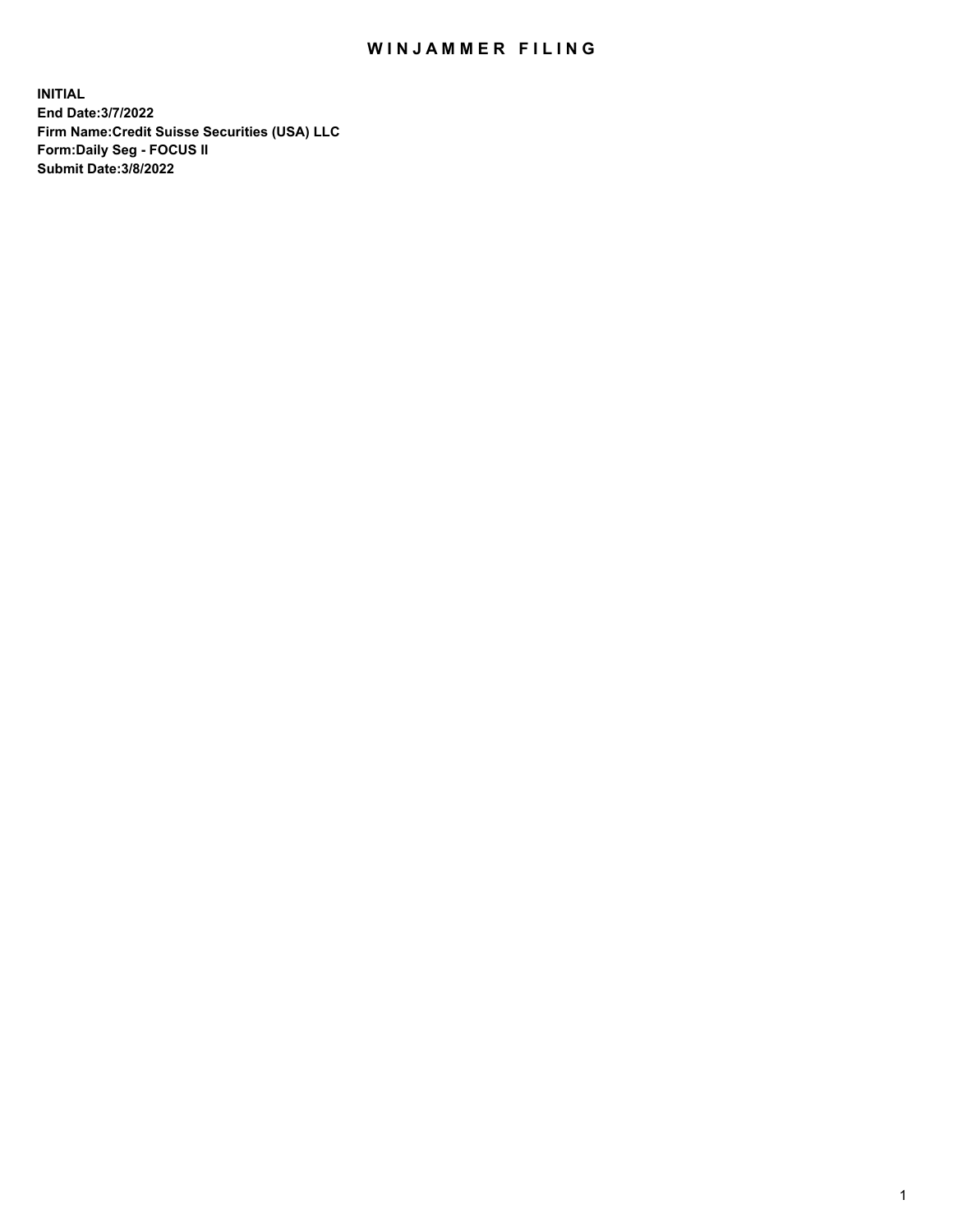# WINJAMMER FILING

**INITIAL**
**End Date:3/7/2022**
**Firm Name:Credit Suisse Securities (USA) LLC**
**Form:Daily Seg - FOCUS II**
**Submit Date:3/8/2022**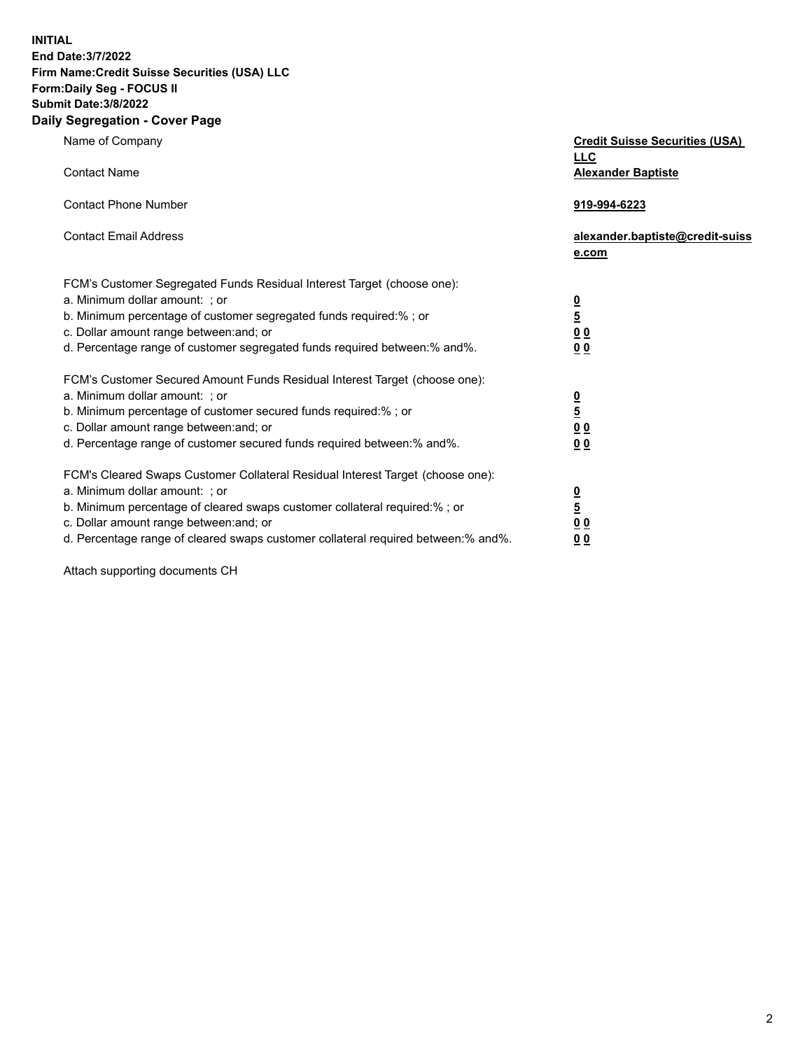**INITIAL**
**End Date:3/7/2022**
**Firm Name:Credit Suisse Securities (USA) LLC**
**Form:Daily Seg - FOCUS II**
**Submit Date:3/8/2022**

## Daily Segregation - Cover Page

| | |
|---|---|
| Name of Company | **Credit Suisse Securities (USA) LLC** |
| Contact Name | **Alexander Baptiste** |
| Contact Phone Number | **919-994-6223** |
| Contact Email Address | **alexander.baptiste@credit-suisse.com** |
| FCM's Customer Segregated Funds Residual Interest Target (choose one): | |
| a. Minimum dollar amount: ; or | **0** |
| b. Minimum percentage of customer segregated funds required:% ; or | **5** |
| c. Dollar amount range between:and; or | **0 0** |
| d. Percentage range of customer segregated funds required between:% and%. | **0 0** |
| FCM's Customer Secured Amount Funds Residual Interest Target (choose one): | |
| a. Minimum dollar amount: ; or | **0** |
| b. Minimum percentage of customer secured funds required:% ; or | **5** |
| c. Dollar amount range between:and; or | **0 0** |
| d. Percentage range of customer secured funds required between:% and%. | **0 0** |
| FCM's Cleared Swaps Customer Collateral Residual Interest Target (choose one): | |
| a. Minimum dollar amount: ; or | **0** |
| b. Minimum percentage of cleared swaps customer collateral required:% ; or | **5** |
| c. Dollar amount range between:and; or | **0 0** |
| d. Percentage range of cleared swaps customer collateral required between:% and%. | **0 0** |

Attach supporting documents CH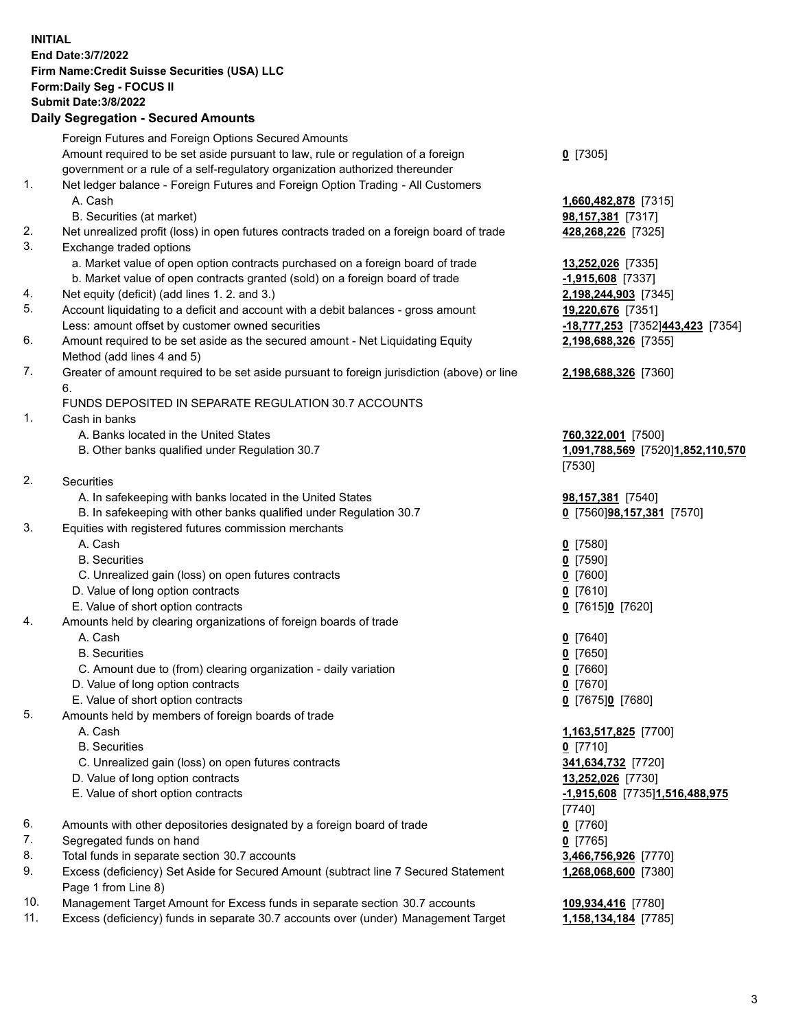**INITIAL**
**End Date:3/7/2022**
**Firm Name:Credit Suisse Securities (USA) LLC**
**Form:Daily Seg - FOCUS II**
**Submit Date:3/8/2022**

**Daily Segregation - Secured Amounts**

| | | |
|---|---|---|
| | Foreign Futures and Foreign Options Secured Amounts | |
| | Amount required to be set aside pursuant to law, rule or regulation of a foreign government or a rule of a self-regulatory organization authorized thereunder | **0** [7305] |
| 1. | Net ledger balance - Foreign Futures and Foreign Option Trading - All Customers | |
| | A. Cash | **1,660,482,878** [7315] |
| | B. Securities (at market) | **98,157,381** [7317] |
| 2. | Net unrealized profit (loss) in open futures contracts traded on a foreign board of trade | **428,268,226** [7325] |
| 3. | Exchange traded options | |
| | a. Market value of open option contracts purchased on a foreign board of trade | **13,252,026** [7335] |
| | b. Market value of open contracts granted (sold) on a foreign board of trade | **-1,915,608** [7337] |
| 4. | Net equity (deficit) (add lines 1. 2. and 3.) | **2,198,244,903** [7345] |
| 5. | Account liquidating to a deficit and account with a debit balances - gross amount | **19,220,676** [7351] |
| | Less: amount offset by customer owned securities | **-18,777,253** [7352]**443,423** [7354] |
| 6. | Amount required to be set aside as the secured amount - Net Liquidating Equity Method (add lines 4 and 5) | **2,198,688,326** [7355] |
| 7. | Greater of amount required to be set aside pursuant to foreign jurisdiction (above) or line 6. | **2,198,688,326** [7360] |
| | FUNDS DEPOSITED IN SEPARATE REGULATION 30.7 ACCOUNTS | |
| 1. | Cash in banks | |
| | A. Banks located in the United States | **760,322,001** [7500] |
| | B. Other banks qualified under Regulation 30.7 | **1,091,788,569** [7520]**1,852,110,570** [7530] |
| 2. | Securities | |
| | A. In safekeeping with banks located in the United States | **98,157,381** [7540] |
| | B. In safekeeping with other banks qualified under Regulation 30.7 | **0** [7560]**98,157,381** [7570] |
| 3. | Equities with registered futures commission merchants | |
| | A. Cash | **0** [7580] |
| | B. Securities | **0** [7590] |
| | C. Unrealized gain (loss) on open futures contracts | **0** [7600] |
| | D. Value of long option contracts | **0** [7610] |
| | E. Value of short option contracts | **0** [7615]**0** [7620] |
| 4. | Amounts held by clearing organizations of foreign boards of trade | |
| | A. Cash | **0** [7640] |
| | B. Securities | **0** [7650] |
| | C. Amount due to (from) clearing organization - daily variation | **0** [7660] |
| | D. Value of long option contracts | **0** [7670] |
| | E. Value of short option contracts | **0** [7675]**0** [7680] |
| 5. | Amounts held by members of foreign boards of trade | |
| | A. Cash | **1,163,517,825** [7700] |
| | B. Securities | **0** [7710] |
| | C. Unrealized gain (loss) on open futures contracts | **341,634,732** [7720] |
| | D. Value of long option contracts | **13,252,026** [7730] |
| | E. Value of short option contracts | **-1,915,608** [7735]**1,516,488,975** [7740] |
| 6. | Amounts with other depositories designated by a foreign board of trade | **0** [7760] |
| 7. | Segregated funds on hand | **0** [7765] |
| 8. | Total funds in separate section 30.7 accounts | **3,466,756,926** [7770] |
| 9. | Excess (deficiency) Set Aside for Secured Amount (subtract line 7 Secured Statement Page 1 from Line 8) | **1,268,068,600** [7380] |
| 10. | Management Target Amount for Excess funds in separate section 30.7 accounts | **109,934,416** [7780] |
| 11. | Excess (deficiency) funds in separate 30.7 accounts over (under) Management Target | **1,158,134,184** [7785] |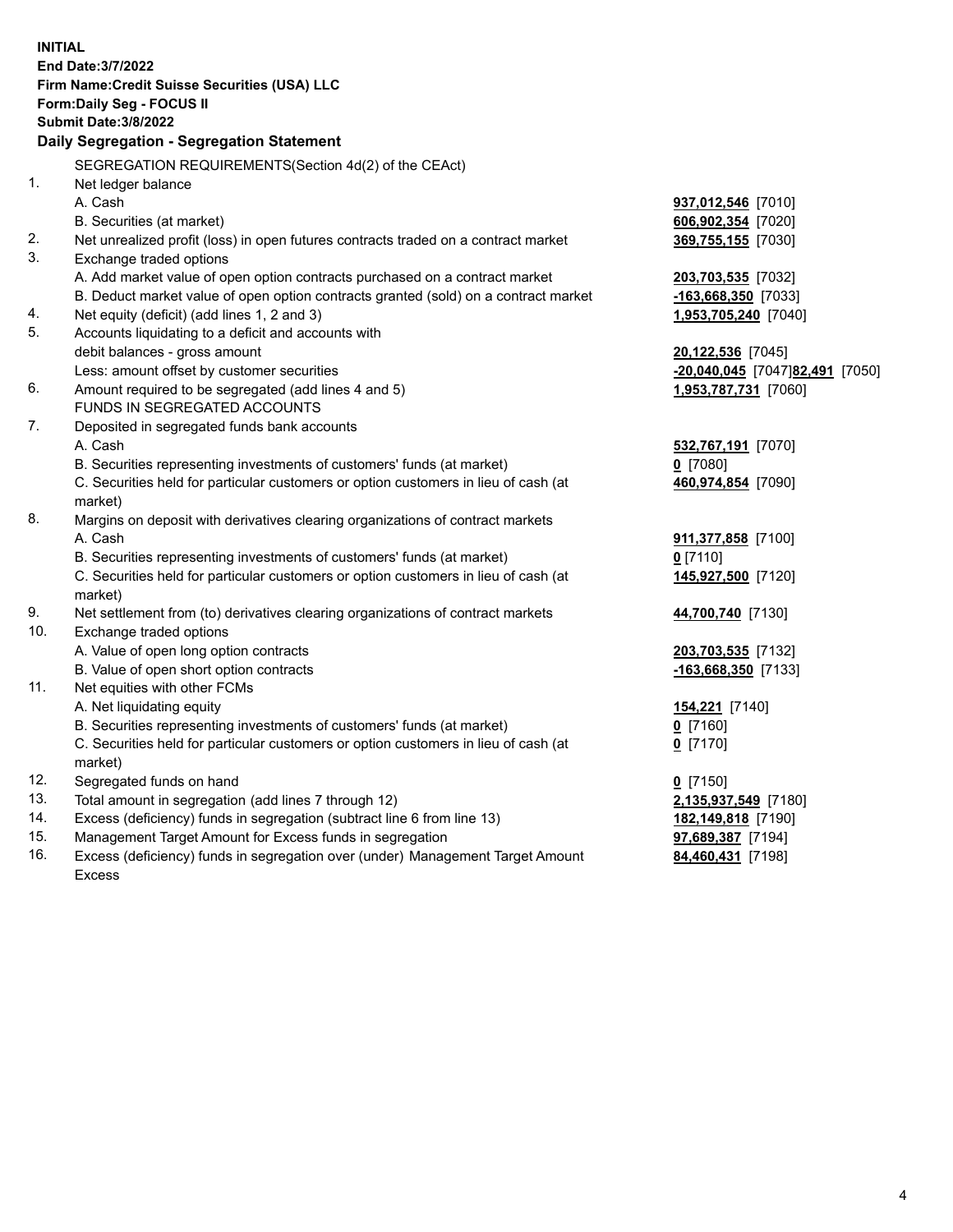**INITIAL**
**End Date:3/7/2022**
**Firm Name:Credit Suisse Securities (USA) LLC**
**Form:Daily Seg - FOCUS II**
**Submit Date:3/8/2022**

## Daily Segregation - Segregation Statement

| | | |
|---|---|---|
| | SEGREGATION REQUIREMENTS(Section 4d(2) of the CEAct) | |
| 1. | Net ledger balance | |
| | A. Cash | **937,012,546** [7010] |
| | B. Securities (at market) | **606,902,354** [7020] |
| 2. | Net unrealized profit (loss) in open futures contracts traded on a contract market | **369,755,155** [7030] |
| 3. | Exchange traded options | |
| | A. Add market value of open option contracts purchased on a contract market | **203,703,535** [7032] |
| | B. Deduct market value of open option contracts granted (sold) on a contract market | **-163,668,350** [7033] |
| 4. | Net equity (deficit) (add lines 1, 2 and 3) | **1,953,705,240** [7040] |
| 5. | Accounts liquidating to a deficit and accounts with | |
| | debit balances - gross amount | **20,122,536** [7045] |
| | Less: amount offset by customer securities | **-20,040,045** [7047]**82,491** [7050] |
| 6. | Amount required to be segregated (add lines 4 and 5) | **1,953,787,731** [7060] |
| | FUNDS IN SEGREGATED ACCOUNTS | |
| 7. | Deposited in segregated funds bank accounts | |
| | A. Cash | **532,767,191** [7070] |
| | B. Securities representing investments of customers' funds (at market) | **0** [7080] |
| | C. Securities held for particular customers or option customers in lieu of cash (at market) | **460,974,854** [7090] |
| 8. | Margins on deposit with derivatives clearing organizations of contract markets | |
| | A. Cash | **911,377,858** [7100] |
| | B. Securities representing investments of customers' funds (at market) | **0** [7110] |
| | C. Securities held for particular customers or option customers in lieu of cash (at market) | **145,927,500** [7120] |
| 9. | Net settlement from (to) derivatives clearing organizations of contract markets | **44,700,740** [7130] |
| 10. | Exchange traded options | |
| | A. Value of open long option contracts | **203,703,535** [7132] |
| | B. Value of open short option contracts | **-163,668,350** [7133] |
| 11. | Net equities with other FCMs | |
| | A. Net liquidating equity | **154,221** [7140] |
| | B. Securities representing investments of customers' funds (at market) | **0** [7160] |
| | C. Securities held for particular customers or option customers in lieu of cash (at market) | **0** [7170] |
| 12. | Segregated funds on hand | **0** [7150] |
| 13. | Total amount in segregation (add lines 7 through 12) | **2,135,937,549** [7180] |
| 14. | Excess (deficiency) funds in segregation (subtract line 6 from line 13) | **182,149,818** [7190] |
| 15. | Management Target Amount for Excess funds in segregation | **97,689,387** [7194] |
| 16. | Excess (deficiency) funds in segregation over (under) Management Target Amount Excess | **84,460,431** [7198] |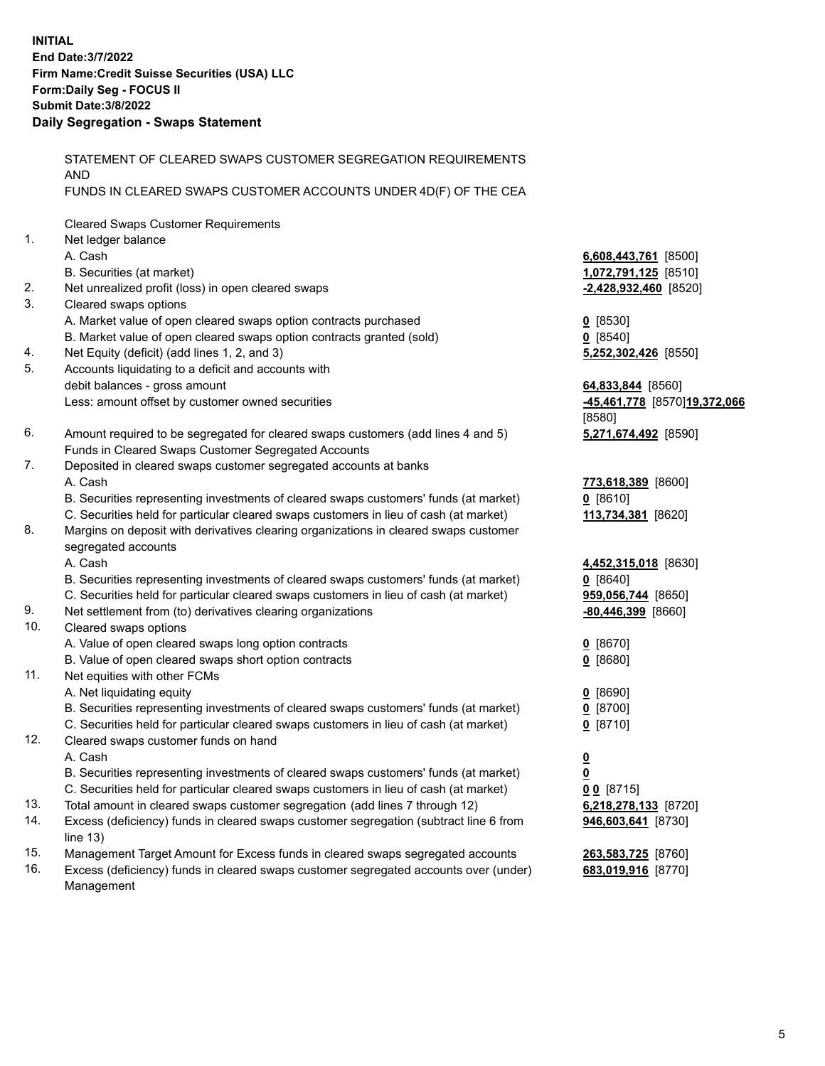**INITIAL**
**End Date:3/7/2022**
**Firm Name:Credit Suisse Securities (USA) LLC**
**Form:Daily Seg - FOCUS II**
**Submit Date:3/8/2022**
**Daily Segregation - Swaps Statement**

STATEMENT OF CLEARED SWAPS CUSTOMER SEGREGATION REQUIREMENTS AND
FUNDS IN CLEARED SWAPS CUSTOMER ACCOUNTS UNDER 4D(F) OF THE CEA

| | | |
|---|---|---|
| | Cleared Swaps Customer Requirements | |
| 1. | Net ledger balance | |
| | A. Cash | **6,608,443,761** [8500] |
| | B. Securities (at market) | **1,072,791,125** [8510] |
| 2. | Net unrealized profit (loss) in open cleared swaps | **-2,428,932,460** [8520] |
| 3. | Cleared swaps options | |
| | A. Market value of open cleared swaps option contracts purchased | **0** [8530] |
| | B. Market value of open cleared swaps option contracts granted (sold) | **0** [8540] |
| 4. | Net Equity (deficit) (add lines 1, 2, and 3) | **5,252,302,426** [8550] |
| 5. | Accounts liquidating to a deficit and accounts with debit balances - gross amount | **64,833,844** [8560] |
| | Less: amount offset by customer owned securities | **-45,461,778** [8570] **19,372,066** [8580] |
| 6. | Amount required to be segregated for cleared swaps customers (add lines 4 and 5) | **5,271,674,492** [8590] |
| | Funds in Cleared Swaps Customer Segregated Accounts | |
| 7. | Deposited in cleared swaps customer segregated accounts at banks | |
| | A. Cash | **773,618,389** [8600] |
| | B. Securities representing investments of cleared swaps customers' funds (at market) | **0** [8610] |
| | C. Securities held for particular cleared swaps customers in lieu of cash (at market) | **113,734,381** [8620] |
| 8. | Margins on deposit with derivatives clearing organizations in cleared swaps customer segregated accounts | |
| | A. Cash | **4,452,315,018** [8630] |
| | B. Securities representing investments of cleared swaps customers' funds (at market) | **0** [8640] |
| | C. Securities held for particular cleared swaps customers in lieu of cash (at market) | **959,056,744** [8650] |
| 9. | Net settlement from (to) derivatives clearing organizations | **-80,446,399** [8660] |
| 10. | Cleared swaps options | |
| | A. Value of open cleared swaps long option contracts | **0** [8670] |
| | B. Value of open cleared swaps short option contracts | **0** [8680] |
| 11. | Net equities with other FCMs | |
| | A. Net liquidating equity | **0** [8690] |
| | B. Securities representing investments of cleared swaps customers' funds (at market) | **0** [8700] |
| | C. Securities held for particular cleared swaps customers in lieu of cash (at market) | **0** [8710] |
| 12. | Cleared swaps customer funds on hand | |
| | A. Cash | **0** |
| | B. Securities representing investments of cleared swaps customers' funds (at market) | **0** |
| | C. Securities held for particular cleared swaps customers in lieu of cash (at market) | **0** **0** [8715] |
| 13. | Total amount in cleared swaps customer segregation (add lines 7 through 12) | **6,218,278,133** [8720] |
| 14. | Excess (deficiency) funds in cleared swaps customer segregation (subtract line 6 from line 13) | **946,603,641** [8730] |
| 15. | Management Target Amount for Excess funds in cleared swaps segregated accounts | **263,583,725** [8760] |
| 16. | Excess (deficiency) funds in cleared swaps customer segregated accounts over (under) Management | **683,019,916** [8770] |